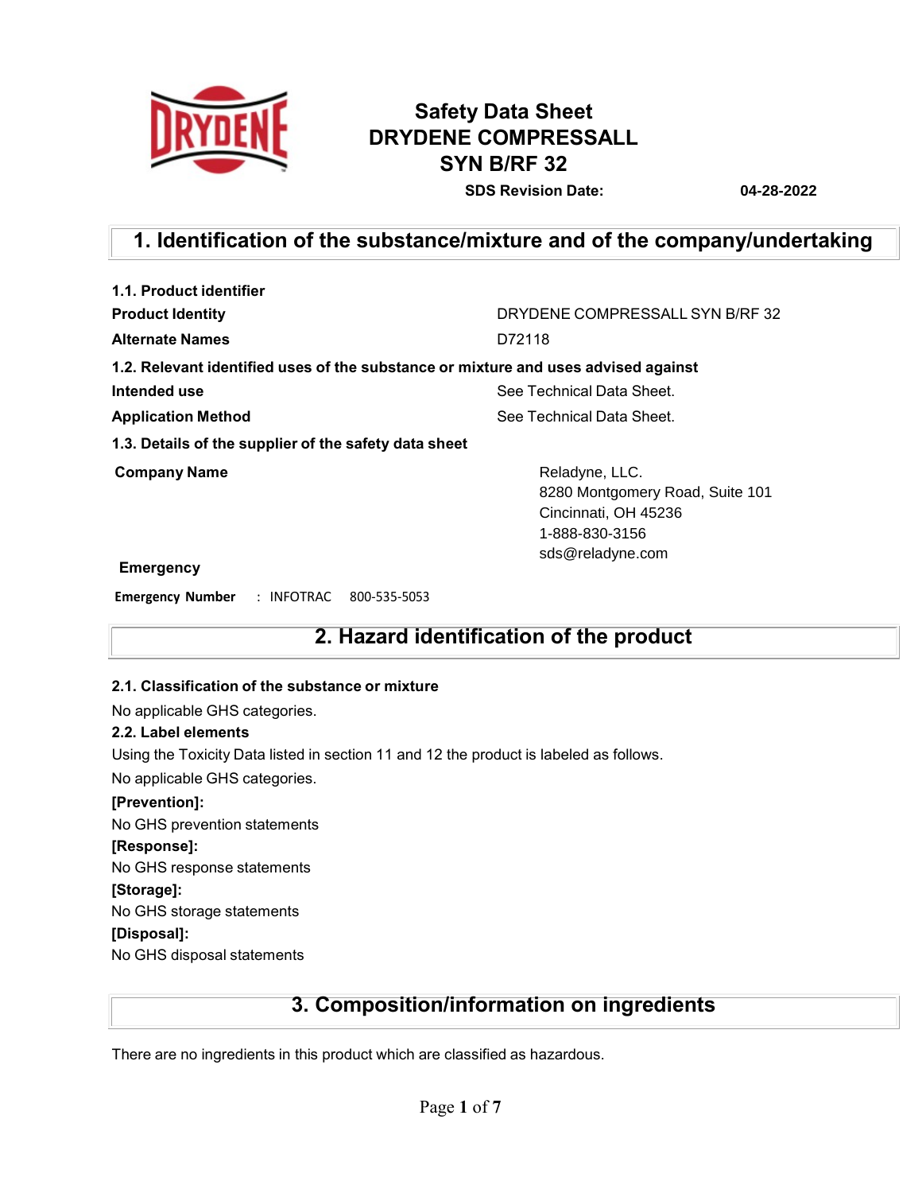# Safety Data Sheet
# DRYDENE COMPRESSALL SYN B/RF 32

**SDS Revision Date:** 04-28-2022

## 1. Identification of the substance/mixture and of the company/undertaking

### 1.1. Product identifier

| | |
|---|---|
| **Product Identity** | DRYDENE COMPRESSALL SYN B/RF 32 |
| **Alternate Names** | D72118 |

### 1.2. Relevant identified uses of the substance or mixture and uses advised against

| | |
|---|---|
| **Intended use** | See Technical Data Sheet. |
| **Application Method** | See Technical Data Sheet. |

### 1.3. Details of the supplier of the safety data sheet

**Company Name**

Reladyne, LLC.
8280 Montgomery Road, Suite 101
Cincinnati, OH 45236
1-888-830-3156
sds@reladyne.com

**Emergency**

**Emergency Number** : INFOTRAC 800-535-5053

## 2. Hazard identification of the product

### 2.1. Classification of the substance or mixture

No applicable GHS categories.

### 2.2. Label elements

Using the Toxicity Data listed in section 11 and 12 the product is labeled as follows.

No applicable GHS categories.

**[Prevention]:**

No GHS prevention statements

**[Response]:**

No GHS response statements

**[Storage]:**

No GHS storage statements

**[Disposal]:**

No GHS disposal statements

## 3. Composition/information on ingredients

There are no ingredients in this product which are classified as hazardous.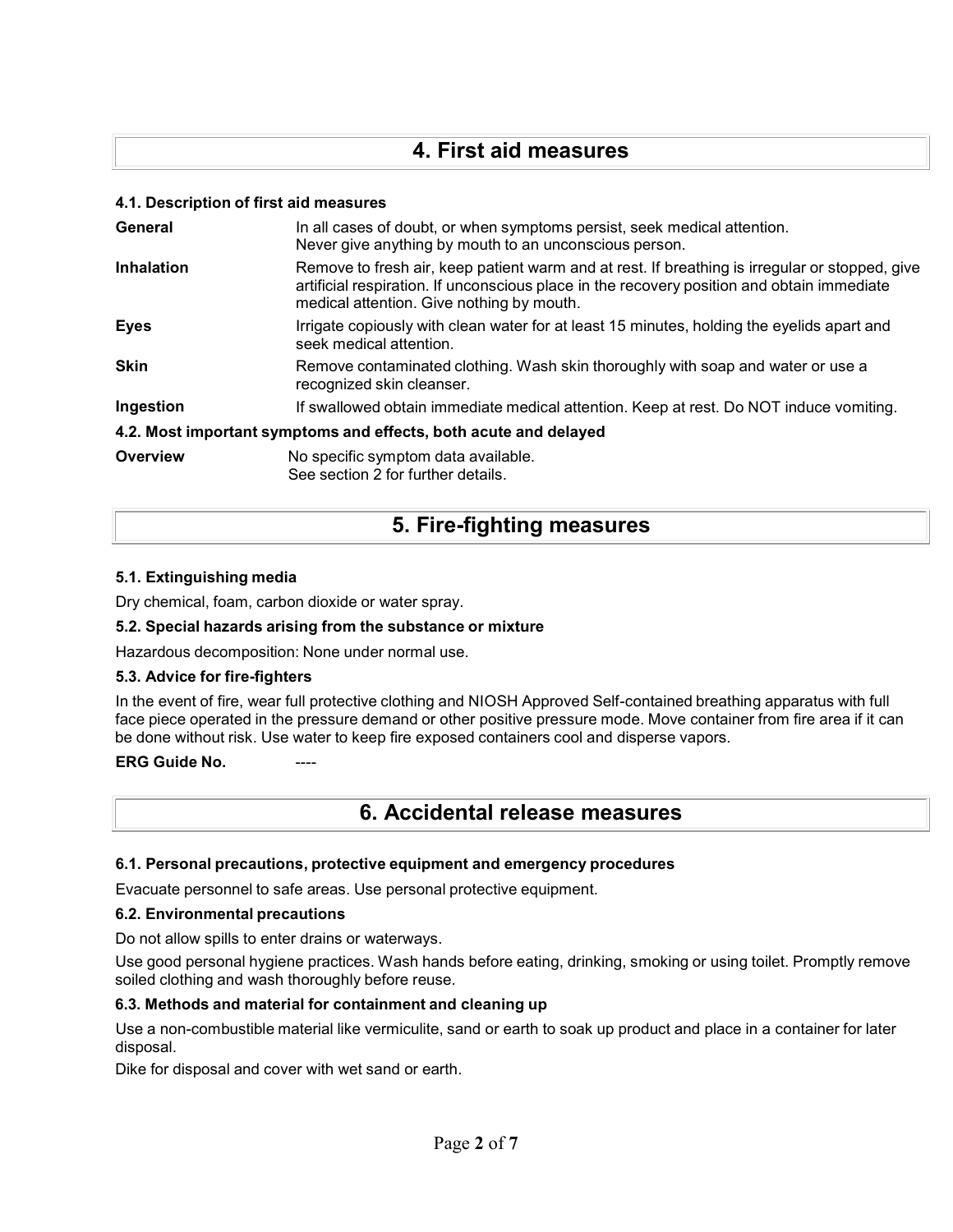## 4. First aid measures

### 4.1. Description of first aid measures

| | |
|---|---|
| **General** | In all cases of doubt, or when symptoms persist, seek medical attention. Never give anything by mouth to an unconscious person. |
| **Inhalation** | Remove to fresh air, keep patient warm and at rest. If breathing is irregular or stopped, give artificial respiration. If unconscious place in the recovery position and obtain immediate medical attention. Give nothing by mouth. |
| **Eyes** | Irrigate copiously with clean water for at least 15 minutes, holding the eyelids apart and seek medical attention. |
| **Skin** | Remove contaminated clothing. Wash skin thoroughly with soap and water or use a recognized skin cleanser. |
| **Ingestion** | If swallowed obtain immediate medical attention. Keep at rest. Do NOT induce vomiting. |

### 4.2. Most important symptoms and effects, both acute and delayed

| | |
|---|---|
| **Overview** | No specific symptom data available. See section 2 for further details. |

## 5. Fire-fighting measures

### 5.1. Extinguishing media

Dry chemical, foam, carbon dioxide or water spray.

### 5.2. Special hazards arising from the substance or mixture

Hazardous decomposition: None under normal use.

### 5.3. Advice for fire-fighters

In the event of fire, wear full protective clothing and NIOSH Approved Self-contained breathing apparatus with full face piece operated in the pressure demand or other positive pressure mode. Move container from fire area if it can be done without risk. Use water to keep fire exposed containers cool and disperse vapors.

**ERG Guide No.** ----

## 6. Accidental release measures

### 6.1. Personal precautions, protective equipment and emergency procedures

Evacuate personnel to safe areas. Use personal protective equipment.

### 6.2. Environmental precautions

Do not allow spills to enter drains or waterways.

Use good personal hygiene practices. Wash hands before eating, drinking, smoking or using toilet. Promptly remove soiled clothing and wash thoroughly before reuse.

### 6.3. Methods and material for containment and cleaning up

Use a non-combustible material like vermiculite, sand or earth to soak up product and place in a container for later disposal.

Dike for disposal and cover with wet sand or earth.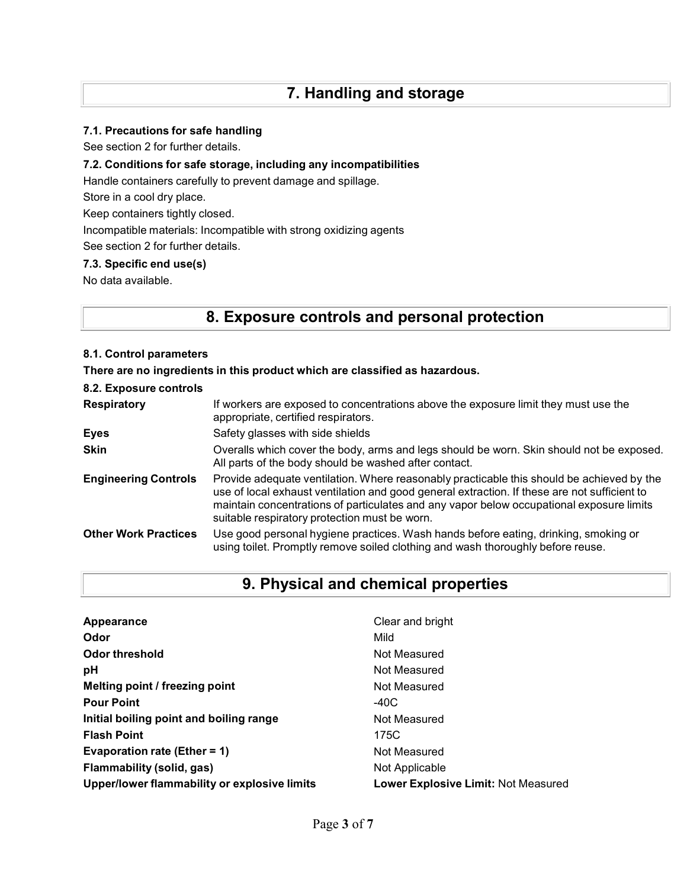## 7. Handling and storage

### 7.1. Precautions for safe handling

See section 2 for further details.

### 7.2. Conditions for safe storage, including any incompatibilities

Handle containers carefully to prevent damage and spillage.

Store in a cool dry place.

Keep containers tightly closed.

Incompatible materials: Incompatible with strong oxidizing agents

See section 2 for further details.

### 7.3. Specific end use(s)

No data available.

## 8. Exposure controls and personal protection

### 8.1. Control parameters

**There are no ingredients in this product which are classified as hazardous.**

### 8.2. Exposure controls

| | |
|---|---|
| **Respiratory** | If workers are exposed to concentrations above the exposure limit they must use the appropriate, certified respirators. |
| **Eyes** | Safety glasses with side shields |
| **Skin** | Overalls which cover the body, arms and legs should be worn. Skin should not be exposed. All parts of the body should be washed after contact. |
| **Engineering Controls** | Provide adequate ventilation. Where reasonably practicable this should be achieved by the use of local exhaust ventilation and good general extraction. If these are not sufficient to maintain concentrations of particulates and any vapor below occupational exposure limits suitable respiratory protection must be worn. |
| **Other Work Practices** | Use good personal hygiene practices. Wash hands before eating, drinking, smoking or using toilet. Promptly remove soiled clothing and wash thoroughly before reuse. |

## 9. Physical and chemical properties

| | |
|---|---|
| **Appearance** | Clear and bright |
| **Odor** | Mild |
| **Odor threshold** | Not Measured |
| **pH** | Not Measured |
| **Melting point / freezing point** | Not Measured |
| **Pour Point** | -40C |
| **Initial boiling point and boiling range** | Not Measured |
| **Flash Point** | 175C |
| **Evaporation rate (Ether = 1)** | Not Measured |
| **Flammability (solid, gas)** | Not Applicable |
| **Upper/lower flammability or explosive limits** | **Lower Explosive Limit:** Not Measured |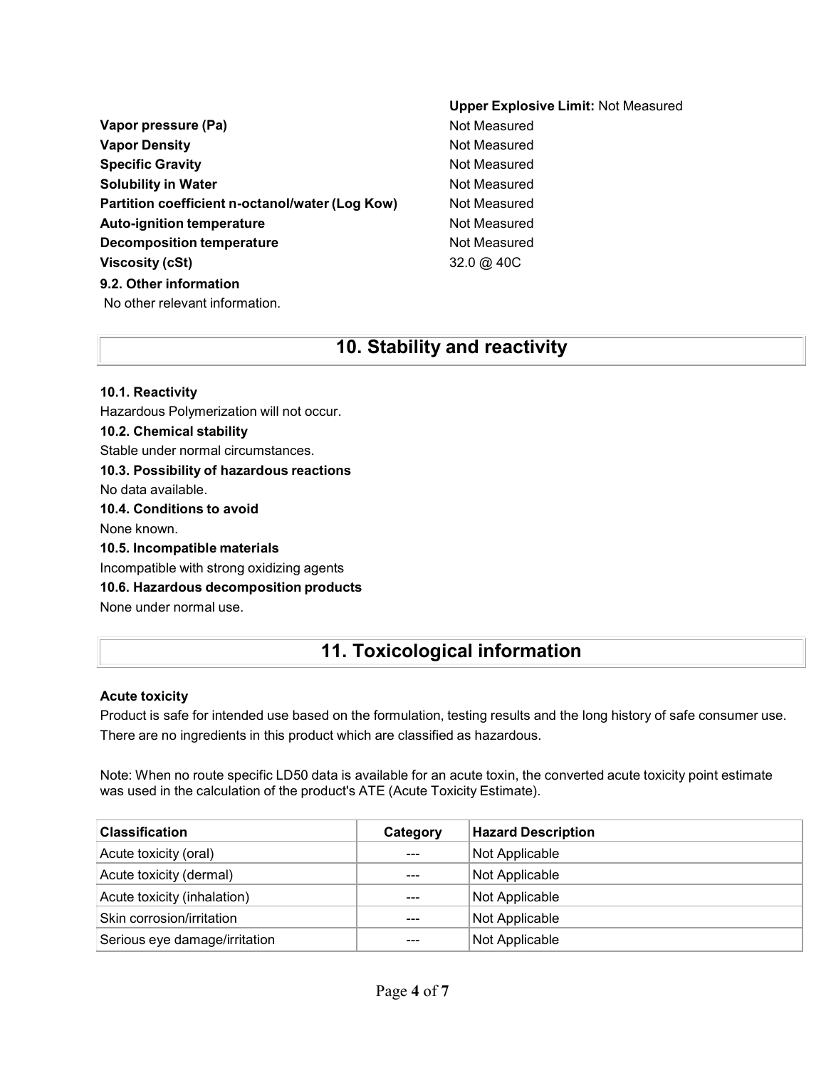**Upper Explosive Limit:** Not Measured

| | |
|---|---|
| **Vapor pressure (Pa)** | Not Measured |
| **Vapor Density** | Not Measured |
| **Specific Gravity** | Not Measured |
| **Solubility in Water** | Not Measured |
| **Partition coefficient n-octanol/water (Log Kow)** | Not Measured |
| **Auto-ignition temperature** | Not Measured |
| **Decomposition temperature** | Not Measured |
| **Viscosity (cSt)** | 32.0 @ 40C |

**9.2. Other information**

No other relevant information.

## 10. Stability and reactivity

**10.1. Reactivity**

Hazardous Polymerization will not occur.

**10.2. Chemical stability**

Stable under normal circumstances.

**10.3. Possibility of hazardous reactions**

No data available.

**10.4. Conditions to avoid**

None known.

**10.5. Incompatible materials**

Incompatible with strong oxidizing agents

**10.6. Hazardous decomposition products**

None under normal use.

## 11. Toxicological information

**Acute toxicity**

Product is safe for intended use based on the formulation, testing results and the long history of safe consumer use. There are no ingredients in this product which are classified as hazardous.

Note: When no route specific LD50 data is available for an acute toxin, the converted acute toxicity point estimate was used in the calculation of the product's ATE (Acute Toxicity Estimate).

| Classification | Category | Hazard Description |
|---|---|---|
| Acute toxicity (oral) | --- | Not Applicable |
| Acute toxicity (dermal) | --- | Not Applicable |
| Acute toxicity (inhalation) | --- | Not Applicable |
| Skin corrosion/irritation | --- | Not Applicable |
| Serious eye damage/irritation | --- | Not Applicable |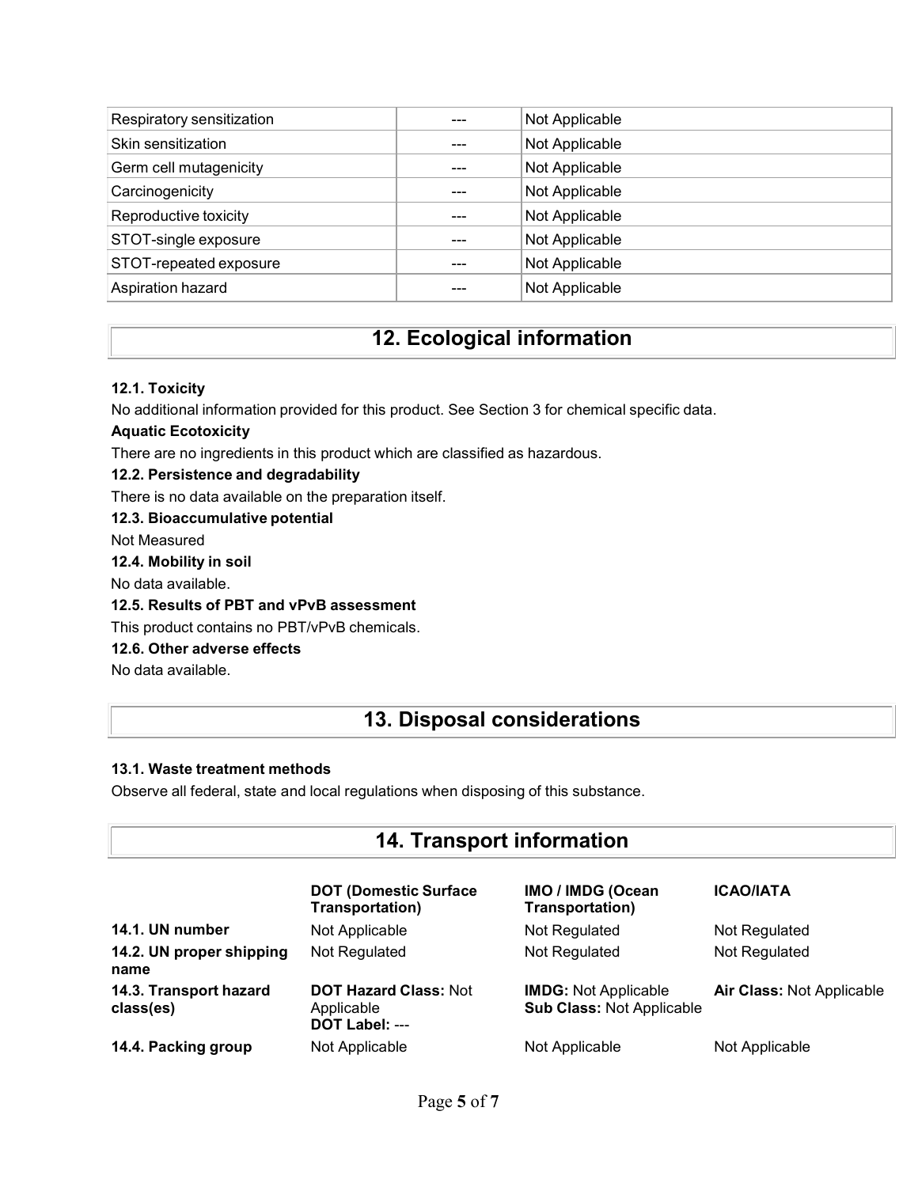| | | |
|---|---|---|
| Respiratory sensitization | --- | Not Applicable |
| Skin sensitization | --- | Not Applicable |
| Germ cell mutagenicity | --- | Not Applicable |
| Carcinogenicity | --- | Not Applicable |
| Reproductive toxicity | --- | Not Applicable |
| STOT-single exposure | --- | Not Applicable |
| STOT-repeated exposure | --- | Not Applicable |
| Aspiration hazard | --- | Not Applicable |

# 12. Ecological information

**12.1. Toxicity**

No additional information provided for this product. See Section 3 for chemical specific data.

**Aquatic Ecotoxicity**

There are no ingredients in this product which are classified as hazardous.

**12.2. Persistence and degradability**

There is no data available on the preparation itself.

**12.3. Bioaccumulative potential**

Not Measured

**12.4. Mobility in soil**

No data available.

**12.5. Results of PBT and vPvB assessment**

This product contains no PBT/vPvB chemicals.

**12.6. Other adverse effects**

No data available.

# 13. Disposal considerations

**13.1. Waste treatment methods**

Observe all federal, state and local regulations when disposing of this substance.

# 14. Transport information

| | DOT (Domestic Surface Transportation) | IMO / IMDG (Ocean Transportation) | ICAO/IATA |
|---|---|---|---|
| **14.1. UN number** | Not Applicable | Not Regulated | Not Regulated |
| **14.2. UN proper shipping name** | Not Regulated | Not Regulated | Not Regulated |
| **14.3. Transport hazard class(es)** | **DOT Hazard Class:** Not Applicable **DOT Label:** --- | **IMDG:** Not Applicable **Sub Class:** Not Applicable | **Air Class:** Not Applicable |
| **14.4. Packing group** | Not Applicable | Not Applicable | Not Applicable |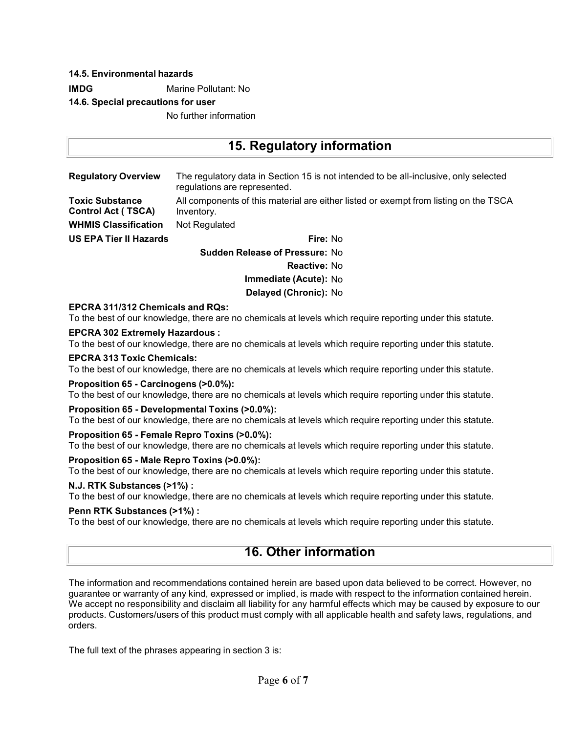**14.5. Environmental hazards**

**IMDG** Marine Pollutant: No

**14.6. Special precautions for user**

No further information

## 15. Regulatory information

| | |
|---|---|
| **Regulatory Overview** | The regulatory data in Section 15 is not intended to be all-inclusive, only selected regulations are represented. |
| **Toxic Substance Control Act ( TSCA)** | All components of this material are either listed or exempt from listing on the TSCA Inventory. |
| **WHMIS Classification** | Not Regulated |

**US EPA Tier II Hazards**

**Fire:** No

**Sudden Release of Pressure:** No

**Reactive:** No

**Immediate (Acute):** No

**Delayed (Chronic):** No

**EPCRA 311/312 Chemicals and RQs:**
To the best of our knowledge, there are no chemicals at levels which require reporting under this statute.

**EPCRA 302 Extremely Hazardous :**
To the best of our knowledge, there are no chemicals at levels which require reporting under this statute.

**EPCRA 313 Toxic Chemicals:**
To the best of our knowledge, there are no chemicals at levels which require reporting under this statute.

**Proposition 65 - Carcinogens (>0.0%):**
To the best of our knowledge, there are no chemicals at levels which require reporting under this statute.

**Proposition 65 - Developmental Toxins (>0.0%):**
To the best of our knowledge, there are no chemicals at levels which require reporting under this statute.

**Proposition 65 - Female Repro Toxins (>0.0%):**
To the best of our knowledge, there are no chemicals at levels which require reporting under this statute.

**Proposition 65 - Male Repro Toxins (>0.0%):**
To the best of our knowledge, there are no chemicals at levels which require reporting under this statute.

**N.J. RTK Substances (>1%) :**
To the best of our knowledge, there are no chemicals at levels which require reporting under this statute.

**Penn RTK Substances (>1%) :**
To the best of our knowledge, there are no chemicals at levels which require reporting under this statute.

## 16. Other information

The information and recommendations contained herein are based upon data believed to be correct. However, no guarantee or warranty of any kind, expressed or implied, is made with respect to the information contained herein. We accept no responsibility and disclaim all liability for any harmful effects which may be caused by exposure to our products. Customers/users of this product must comply with all applicable health and safety laws, regulations, and orders.

The full text of the phrases appearing in section 3 is: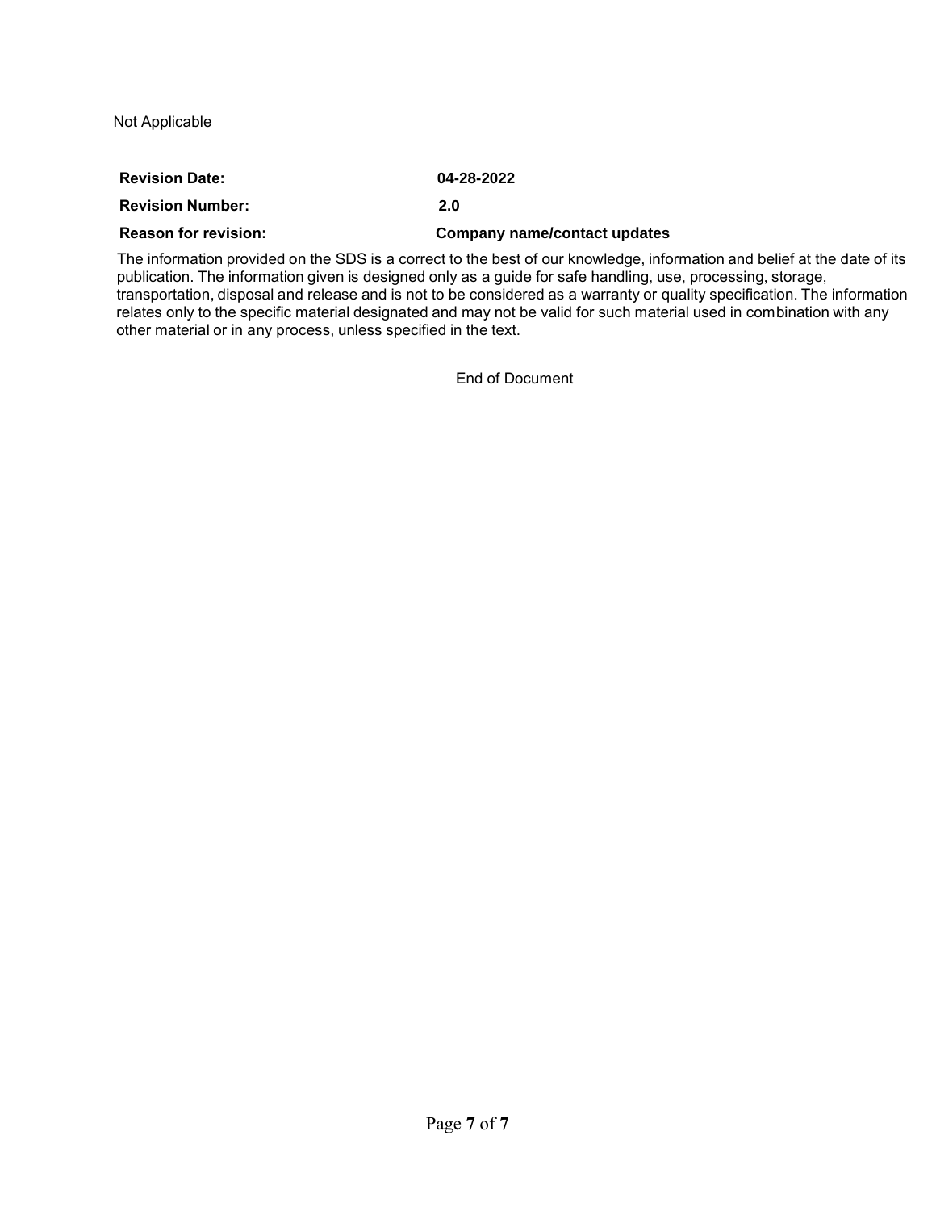Not Applicable

| | |
|---|---|
| **Revision Date:** | **04-28-2022** |
| **Revision Number:** | **2.0** |
| **Reason for revision:** | **Company name/contact updates** |

The information provided on the SDS is a correct to the best of our knowledge, information and belief at the date of its publication. The information given is designed only as a guide for safe handling, use, processing, storage, transportation, disposal and release and is not to be considered as a warranty or quality specification. The information relates only to the specific material designated and may not be valid for such material used in combination with any other material or in any process, unless specified in the text.

End of Document